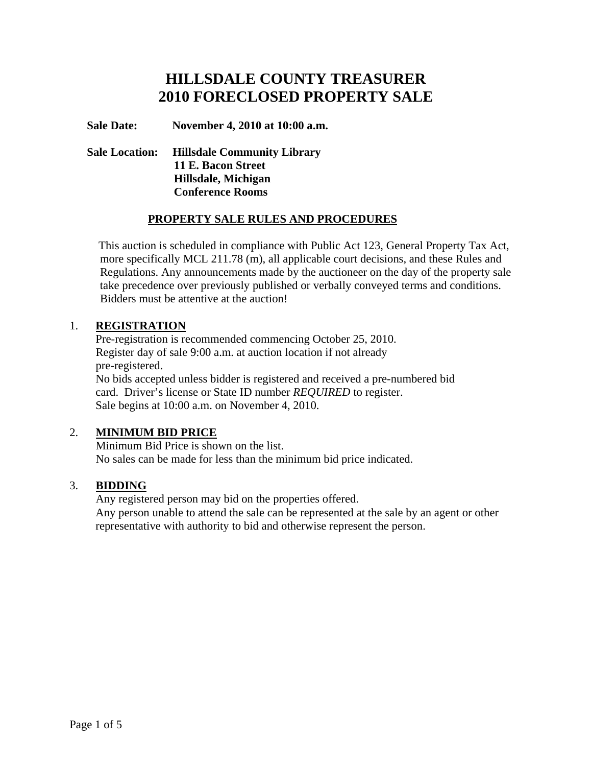# HILLSDALE COUNTY TREASURER
# 2010 FORECLOSED PROPERTY SALE

**Sale Date:** **November 4, 2010 at 10:00 a.m.**

**Sale Location:** **Hillsdale Community Library**
**11 E. Bacon Street**
**Hillsdale, Michigan**
**Conference Rooms**

## PROPERTY SALE RULES AND PROCEDURES

This auction is scheduled in compliance with Public Act 123, General Property Tax Act, more specifically MCL 211.78 (m), all applicable court decisions, and these Rules and Regulations. Any announcements made by the auctioneer on the day of the property sale take precedence over previously published or verbally conveyed terms and conditions. Bidders must be attentive at the auction!

1. **REGISTRATION**
   Pre-registration is recommended commencing October 25, 2010.
   Register day of sale 9:00 a.m. at auction location if not already pre-registered.
   No bids accepted unless bidder is registered and received a pre-numbered bid card. Driver's license or State ID number *REQUIRED* to register.
   Sale begins at 10:00 a.m. on November 4, 2010.

2. **MINIMUM BID PRICE**
   Minimum Bid Price is shown on the list.
   No sales can be made for less than the minimum bid price indicated.

3. **BIDDING**
   Any registered person may bid on the properties offered.
   Any person unable to attend the sale can be represented at the sale by an agent or other representative with authority to bid and otherwise represent the person.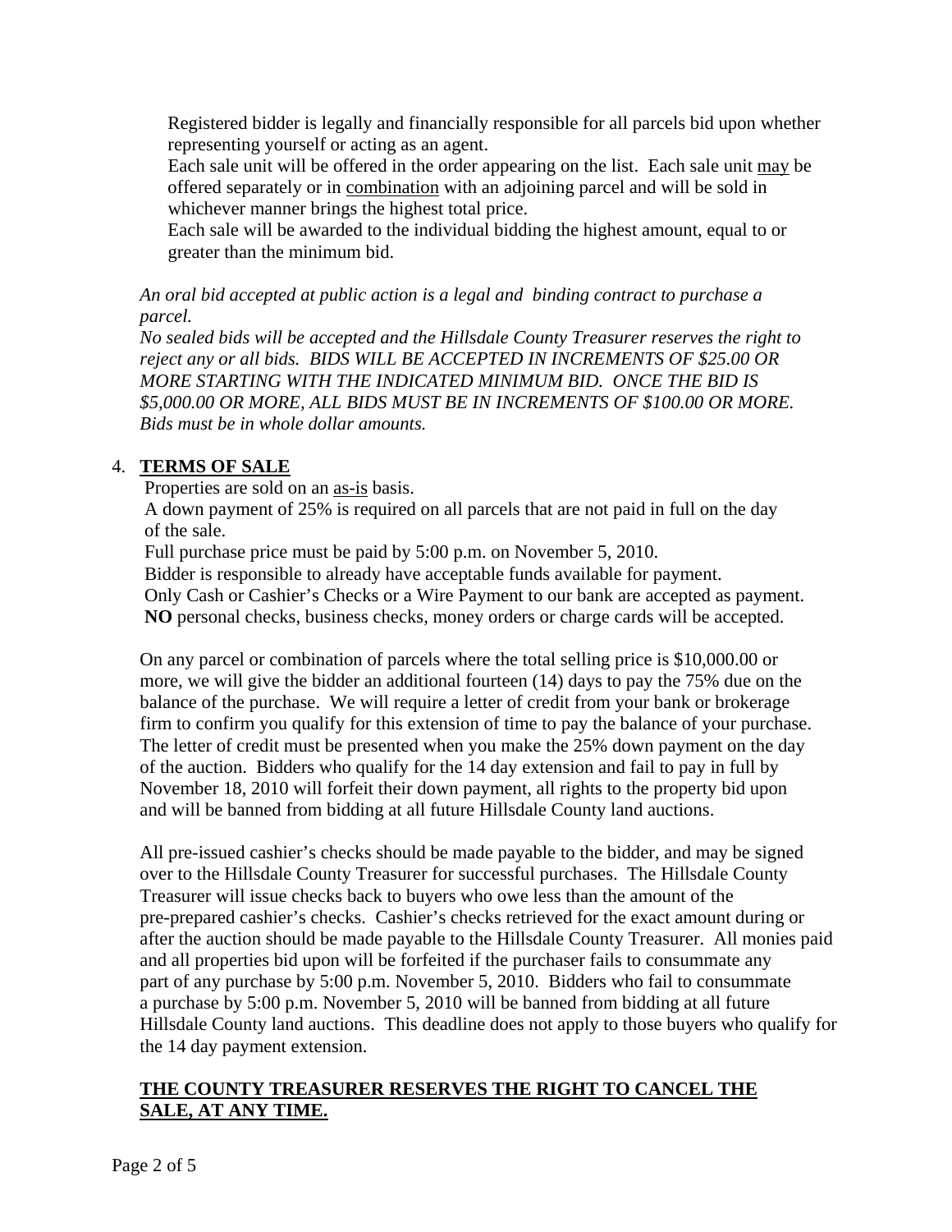Registered bidder is legally and financially responsible for all parcels bid upon whether representing yourself or acting as an agent.
Each sale unit will be offered in the order appearing on the list. Each sale unit <u>may</u> be offered separately or in <u>combination</u> with an adjoining parcel and will be sold in whichever manner brings the highest total price.
Each sale will be awarded to the individual bidding the highest amount, equal to or greater than the minimum bid.

*An oral bid accepted at public action is a legal and binding contract to purchase a parcel.*
*No sealed bids will be accepted and the Hillsdale County Treasurer reserves the right to reject any or all bids. BIDS WILL BE ACCEPTED IN INCREMENTS OF $25.00 OR MORE STARTING WITH THE INDICATED MINIMUM BID. ONCE THE BID IS $5,000.00 OR MORE, ALL BIDS MUST BE IN INCREMENTS OF $100.00 OR MORE. Bids must be in whole dollar amounts.*

4. **<u>TERMS OF SALE</u>**

Properties are sold on an <u>as-is</u> basis.
A down payment of 25% is required on all parcels that are not paid in full on the day of the sale.
Full purchase price must be paid by 5:00 p.m. on November 5, 2010.
Bidder is responsible to already have acceptable funds available for payment.
Only Cash or Cashier's Checks or a Wire Payment to our bank are accepted as payment.
**NO** personal checks, business checks, money orders or charge cards will be accepted.

On any parcel or combination of parcels where the total selling price is $10,000.00 or more, we will give the bidder an additional fourteen (14) days to pay the 75% due on the balance of the purchase. We will require a letter of credit from your bank or brokerage firm to confirm you qualify for this extension of time to pay the balance of your purchase. The letter of credit must be presented when you make the 25% down payment on the day of the auction. Bidders who qualify for the 14 day extension and fail to pay in full by November 18, 2010 will forfeit their down payment, all rights to the property bid upon and will be banned from bidding at all future Hillsdale County land auctions.

All pre-issued cashier's checks should be made payable to the bidder, and may be signed over to the Hillsdale County Treasurer for successful purchases. The Hillsdale County Treasurer will issue checks back to buyers who owe less than the amount of the pre-prepared cashier's checks. Cashier's checks retrieved for the exact amount during or after the auction should be made payable to the Hillsdale County Treasurer. All monies paid and all properties bid upon will be forfeited if the purchaser fails to consummate any part of any purchase by 5:00 p.m. November 5, 2010. Bidders who fail to consummate a purchase by 5:00 p.m. November 5, 2010 will be banned from bidding at all future Hillsdale County land auctions. This deadline does not apply to those buyers who qualify for the 14 day payment extension.

**<u>THE COUNTY TREASURER RESERVES THE RIGHT TO CANCEL THE SALE, AT ANY TIME.</u>**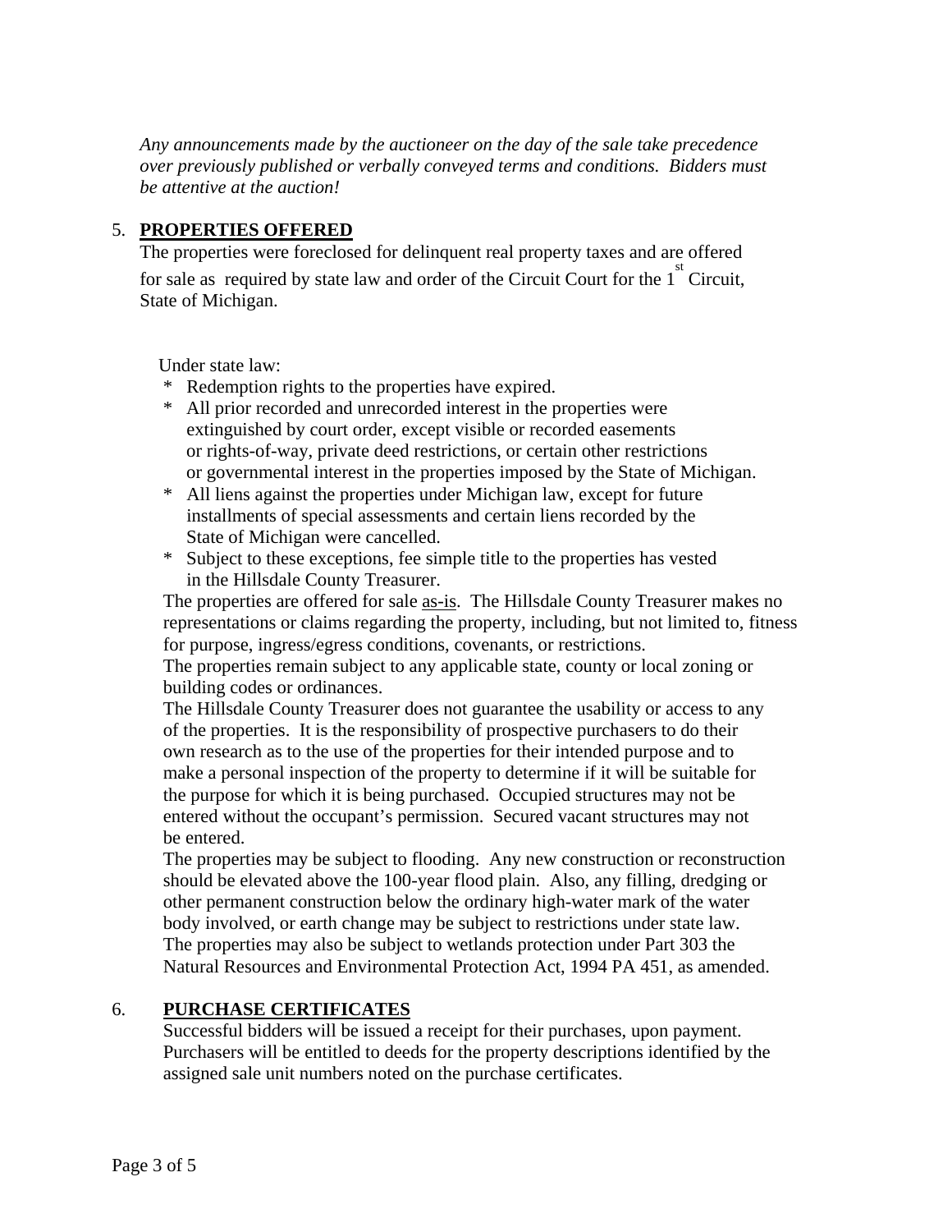*Any announcements made by the auctioneer on the day of the sale take precedence over previously published or verbally conveyed terms and conditions. Bidders must be attentive at the auction!*

5. **PROPERTIES OFFERED**

The properties were foreclosed for delinquent real property taxes and are offered for sale as required by state law and order of the Circuit Court for the 1st Circuit, State of Michigan.

Under state law:

* Redemption rights to the properties have expired.
* All prior recorded and unrecorded interest in the properties were extinguished by court order, except visible or recorded easements or rights-of-way, private deed restrictions, or certain other restrictions or governmental interest in the properties imposed by the State of Michigan.
* All liens against the properties under Michigan law, except for future installments of special assessments and certain liens recorded by the State of Michigan were cancelled.
* Subject to these exceptions, fee simple title to the properties has vested in the Hillsdale County Treasurer.

The properties are offered for sale as-is. The Hillsdale County Treasurer makes no representations or claims regarding the property, including, but not limited to, fitness for purpose, ingress/egress conditions, covenants, or restrictions.

The properties remain subject to any applicable state, county or local zoning or building codes or ordinances.

The Hillsdale County Treasurer does not guarantee the usability or access to any of the properties. It is the responsibility of prospective purchasers to do their own research as to the use of the properties for their intended purpose and to make a personal inspection of the property to determine if it will be suitable for the purpose for which it is being purchased. Occupied structures may not be entered without the occupant's permission. Secured vacant structures may not be entered.

The properties may be subject to flooding. Any new construction or reconstruction should be elevated above the 100-year flood plain. Also, any filling, dredging or other permanent construction below the ordinary high-water mark of the water body involved, or earth change may be subject to restrictions under state law. The properties may also be subject to wetlands protection under Part 303 the Natural Resources and Environmental Protection Act, 1994 PA 451, as amended.

6. **PURCHASE CERTIFICATES**

Successful bidders will be issued a receipt for their purchases, upon payment. Purchasers will be entitled to deeds for the property descriptions identified by the assigned sale unit numbers noted on the purchase certificates.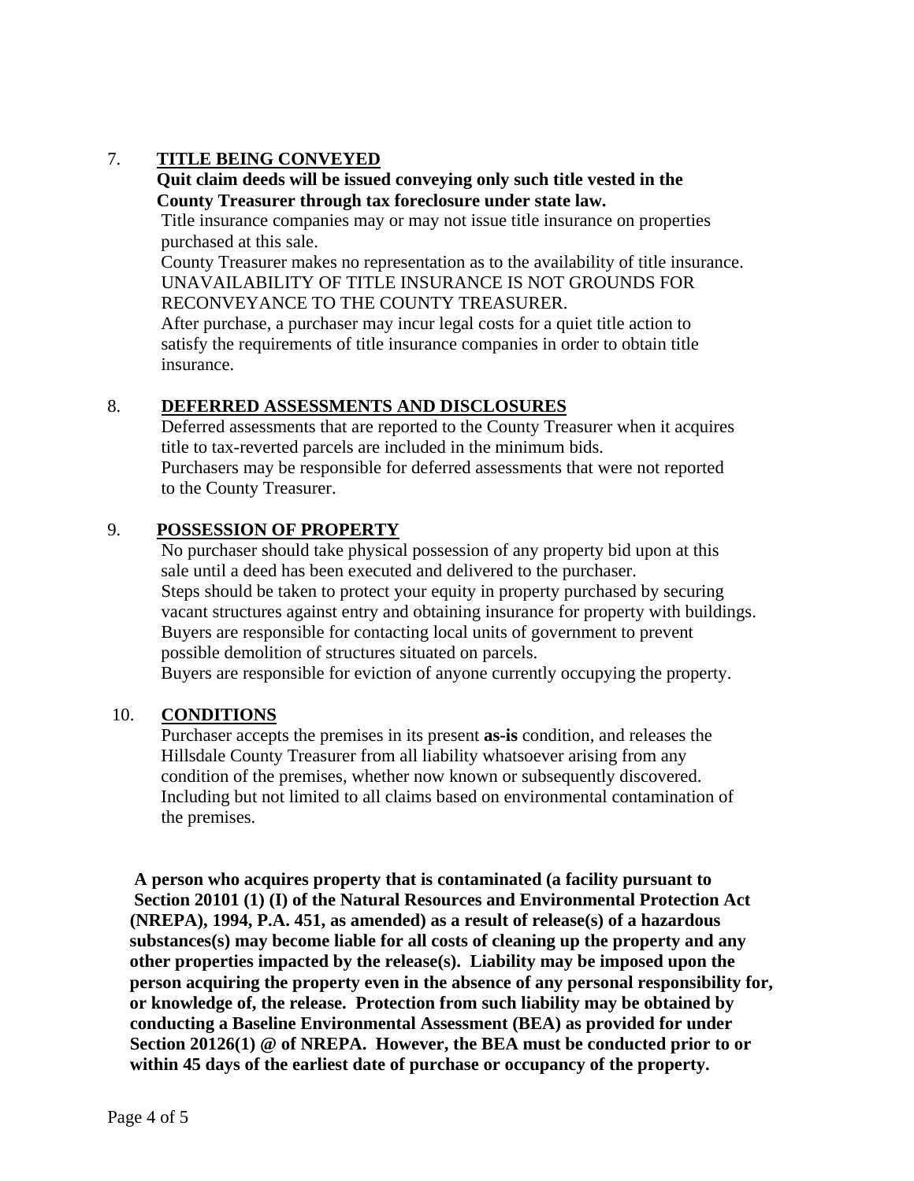7. **TITLE BEING CONVEYED**

**Quit claim deeds will be issued conveying only such title vested in the County Treasurer through tax foreclosure under state law.**

Title insurance companies may or may not issue title insurance on properties purchased at this sale.

County Treasurer makes no representation as to the availability of title insurance. UNAVAILABILITY OF TITLE INSURANCE IS NOT GROUNDS FOR RECONVEYANCE TO THE COUNTY TREASURER.

After purchase, a purchaser may incur legal costs for a quiet title action to satisfy the requirements of title insurance companies in order to obtain title insurance.

8. **DEFERRED ASSESSMENTS AND DISCLOSURES**

Deferred assessments that are reported to the County Treasurer when it acquires title to tax-reverted parcels are included in the minimum bids.

Purchasers may be responsible for deferred assessments that were not reported to the County Treasurer.

9. **POSSESSION OF PROPERTY**

No purchaser should take physical possession of any property bid upon at this sale until a deed has been executed and delivered to the purchaser.

Steps should be taken to protect your equity in property purchased by securing vacant structures against entry and obtaining insurance for property with buildings.

Buyers are responsible for contacting local units of government to prevent possible demolition of structures situated on parcels.

Buyers are responsible for eviction of anyone currently occupying the property.

10. **CONDITIONS**

Purchaser accepts the premises in its present **as-is** condition, and releases the Hillsdale County Treasurer from all liability whatsoever arising from any condition of the premises, whether now known or subsequently discovered. Including but not limited to all claims based on environmental contamination of the premises.

**A person who acquires property that is contaminated (a facility pursuant to Section 20101 (1) (I) of the Natural Resources and Environmental Protection Act (NREPA), 1994, P.A. 451, as amended) as a result of release(s) of a hazardous substances(s) may become liable for all costs of cleaning up the property and any other properties impacted by the release(s). Liability may be imposed upon the person acquiring the property even in the absence of any personal responsibility for, or knowledge of, the release. Protection from such liability may be obtained by conducting a Baseline Environmental Assessment (BEA) as provided for under Section 20126(1) @ of NREPA. However, the BEA must be conducted prior to or within 45 days of the earliest date of purchase or occupancy of the property.**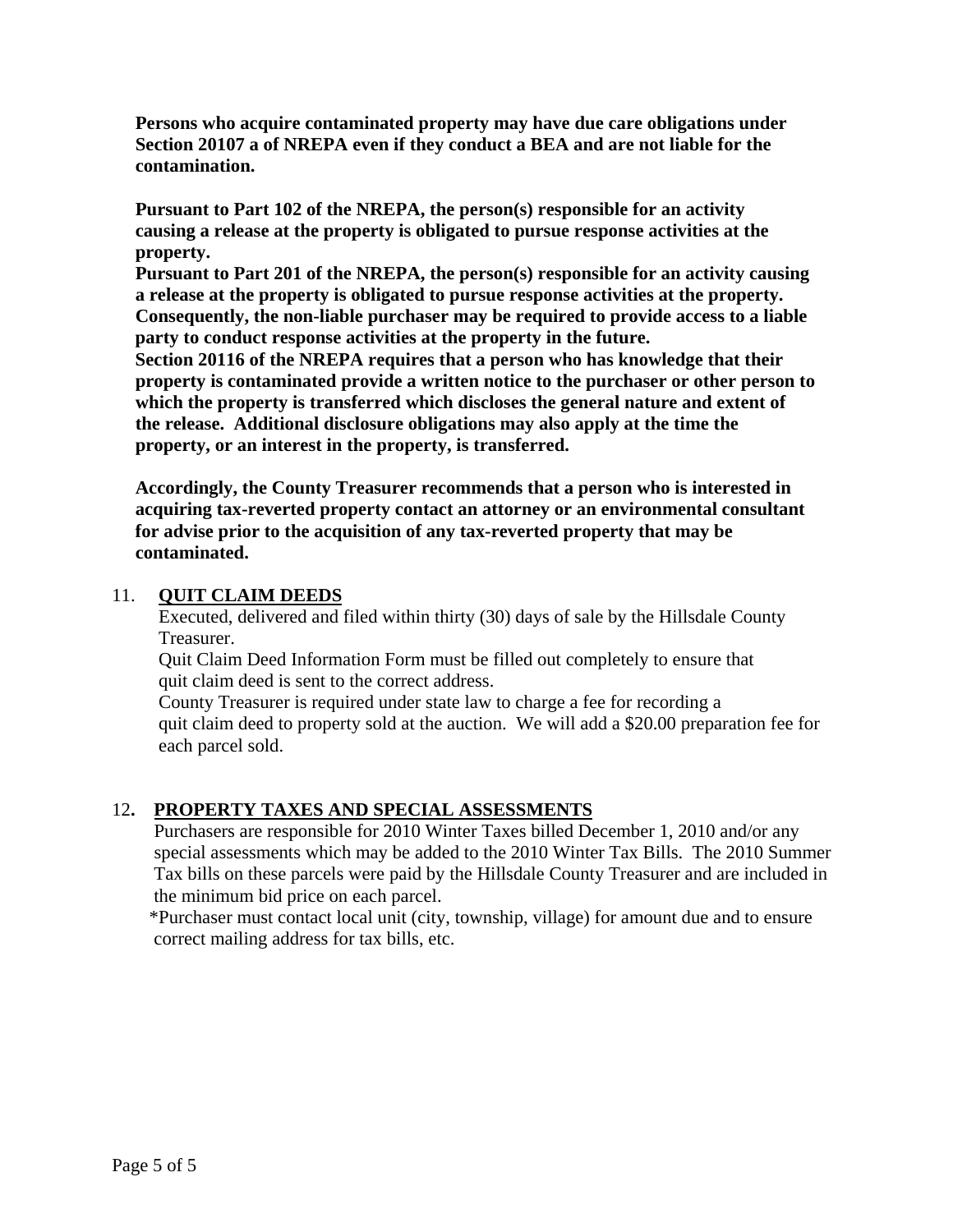**Persons who acquire contaminated property may have due care obligations under Section 20107 a of NREPA even if they conduct a BEA and are not liable for the contamination.**

**Pursuant to Part 102 of the NREPA, the person(s) responsible for an activity causing a release at the property is obligated to pursue response activities at the property.**
**Pursuant to Part 201 of the NREPA, the person(s) responsible for an activity causing a release at the property is obligated to pursue response activities at the property. Consequently, the non-liable purchaser may be required to provide access to a liable party to conduct response activities at the property in the future.**
**Section 20116 of the NREPA requires that a person who has knowledge that their property is contaminated provide a written notice to the purchaser or other person to which the property is transferred which discloses the general nature and extent of the release. Additional disclosure obligations may also apply at the time the property, or an interest in the property, is transferred.**

**Accordingly, the County Treasurer recommends that a person who is interested in acquiring tax-reverted property contact an attorney or an environmental consultant for advise prior to the acquisition of any tax-reverted property that may be contaminated.**

11. **QUIT CLAIM DEEDS**
Executed, delivered and filed within thirty (30) days of sale by the Hillsdale County Treasurer.
Quit Claim Deed Information Form must be filled out completely to ensure that quit claim deed is sent to the correct address.
County Treasurer is required under state law to charge a fee for recording a quit claim deed to property sold at the auction. We will add a $20.00 preparation fee for each parcel sold.

12. **PROPERTY TAXES AND SPECIAL ASSESSMENTS**
Purchasers are responsible for 2010 Winter Taxes billed December 1, 2010 and/or any special assessments which may be added to the 2010 Winter Tax Bills. The 2010 Summer Tax bills on these parcels were paid by the Hillsdale County Treasurer and are included in the minimum bid price on each parcel.
*Purchaser must contact local unit (city, township, village) for amount due and to ensure correct mailing address for tax bills, etc.